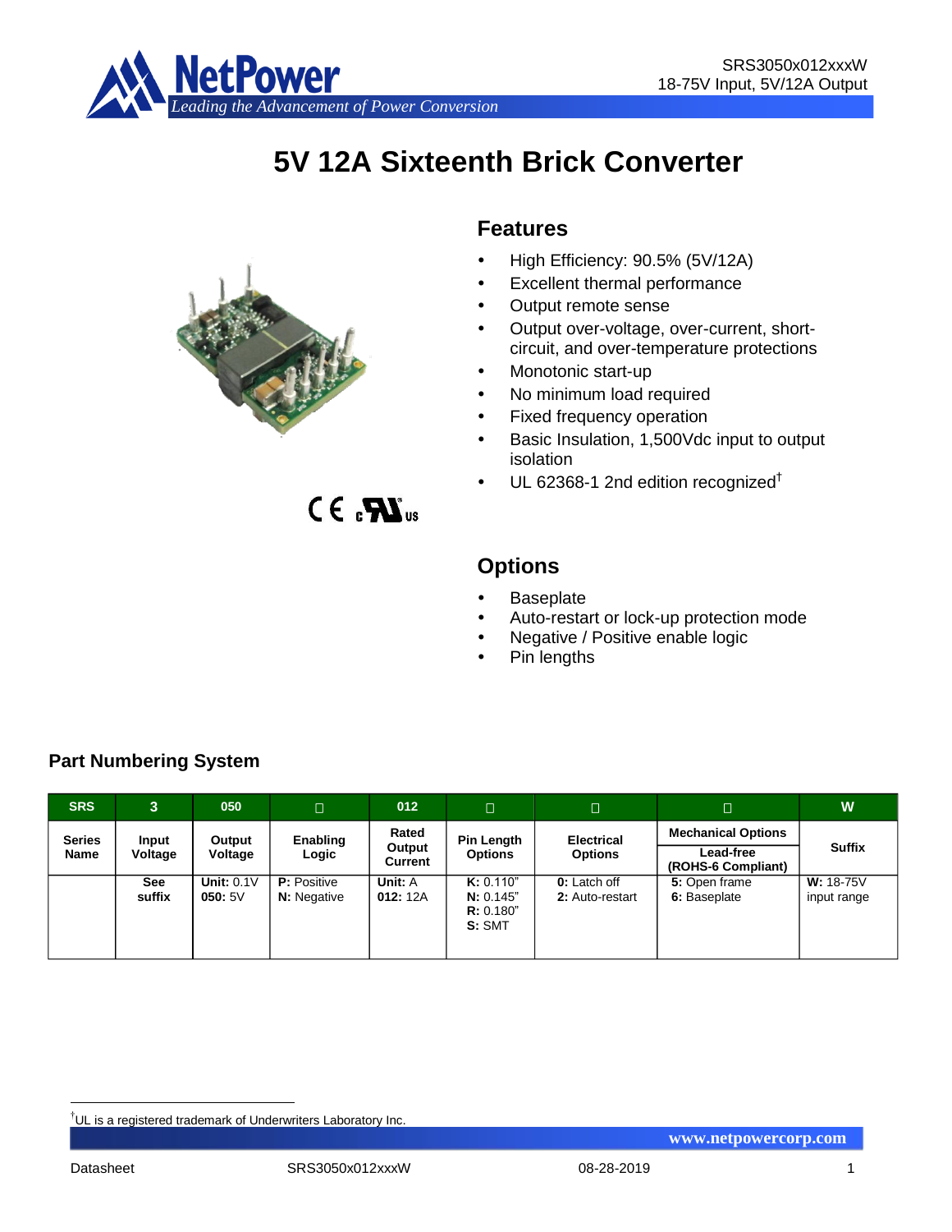# 5V 12A Sixteenth Brick Converter

## Features

- High Efficiency: 90.5% (5V/12A)
- Excellent thermal performance
- Output remote sense
- Output over-voltage, over-current, short-circuit, and over-temperature protections
- Monotonic start-up
- No minimum load required
- Fixed frequency operation
- Basic Insulation, 1,500Vdc input to output isolation
- UL 62368-1 2nd edition recognized†

## Options

- Baseplate
- Auto-restart or lock-up protection mode
- Negative / Positive enable logic
- Pin lengths

## Part Numbering System

| SRS | 3 | 050 | □ | 012 | □ | □ | □ | W |
|---|---|---|---|---|---|---|---|---|
| Series Name | Input Voltage | Output Voltage | Enabling Logic | Rated Output Current | Pin Length Options | Electrical Options | Mechanical Options<br>Lead-free (ROHS-6 Compliant) | Suffix |
| | See suffix | **Unit:** 0.1V<br>**050:** 5V | **P:** Positive<br>**N:** Negative | **Unit:** A<br>**012:** 12A | **K:** 0.110"<br>**N:** 0.145"<br>**R:** 0.180"<br>**S:** SMT | **0:** Latch off<br>**2:** Auto-restart | **5:** Open frame<br>**6:** Baseplate | **W:** 18-75V input range |

†UL is a registered trademark of Underwriters Laboratory Inc.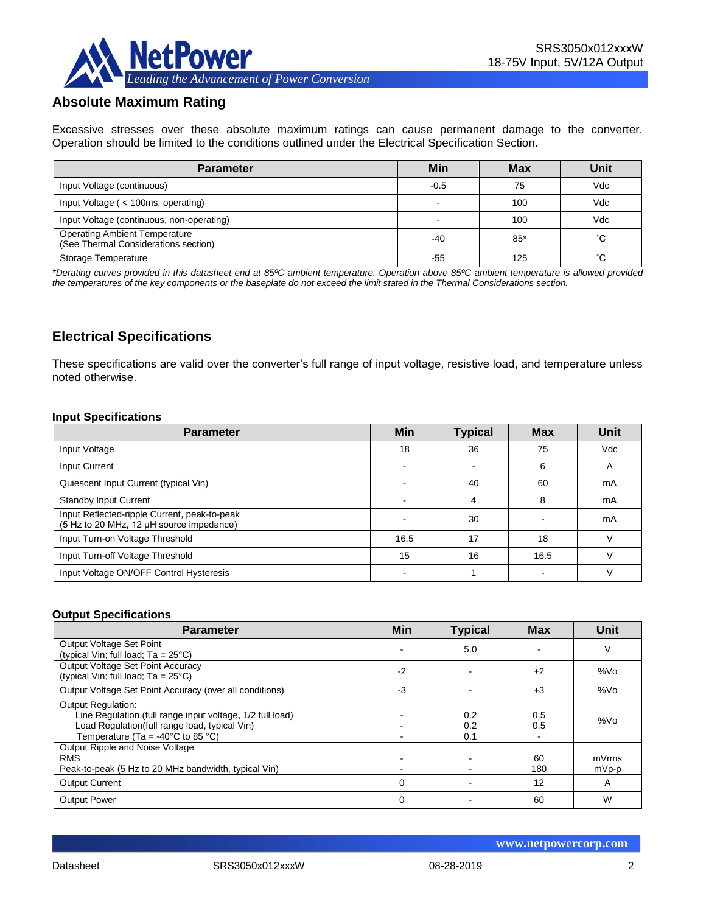## Absolute Maximum Rating

Excessive stresses over these absolute maximum ratings can cause permanent damage to the converter. Operation should be limited to the conditions outlined under the Electrical Specification Section.

| Parameter | Min | Max | Unit |
|---|---|---|---|
| Input Voltage (continuous) | -0.5 | 75 | Vdc |
| Input Voltage ( < 100ms, operating) | - | 100 | Vdc |
| Input Voltage (continuous, non-operating) | - | 100 | Vdc |
| Operating Ambient Temperature (See Thermal Considerations section) | -40 | 85* | ˚C |
| Storage Temperature | -55 | 125 | ˚C |

*\*Derating curves provided in this datasheet end at 85ºC ambient temperature. Operation above 85ºC ambient temperature is allowed provided the temperatures of the key components or the baseplate do not exceed the limit stated in the Thermal Considerations section.*

## Electrical Specifications

These specifications are valid over the converter's full range of input voltage, resistive load, and temperature unless noted otherwise.

### Input Specifications

| Parameter | Min | Typical | Max | Unit |
|---|---|---|---|---|
| Input Voltage | 18 | 36 | 75 | Vdc |
| Input Current | - | - | 6 | A |
| Quiescent Input Current (typical Vin) | - | 40 | 60 | mA |
| Standby Input Current | - | 4 | 8 | mA |
| Input Reflected-ripple Current, peak-to-peak (5 Hz to 20 MHz, 12 µH source impedance) | - | 30 | - | mA |
| Input Turn-on Voltage Threshold | 16.5 | 17 | 18 | V |
| Input Turn-off Voltage Threshold | 15 | 16 | 16.5 | V |
| Input Voltage ON/OFF Control Hysteresis | - | 1 | - | V |

### Output Specifications

| Parameter | Min | Typical | Max | Unit |
|---|---|---|---|---|
| Output Voltage Set Point (typical Vin; full load; Ta = 25°C) | - | 5.0 | - | V |
| Output Voltage Set Point Accuracy (typical Vin; full load; Ta = 25°C) | -2 | - | +2 | %Vo |
| Output Voltage Set Point Accuracy (over all conditions) | -3 | - | +3 | %Vo |
| Output Regulation:<br>Line Regulation (full range input voltage, 1/2 full load)<br>Load Regulation(full range load, typical Vin)<br>Temperature (Ta = -40°C to 85 °C) | -<br>-<br>- | 0.2<br>0.2<br>0.1 | 0.5<br>0.5<br>- | %Vo |
| Output Ripple and Noise Voltage<br>RMS<br>Peak-to-peak (5 Hz to 20 MHz bandwidth, typical Vin) | -<br>- | -<br>- | 60<br>180 | mVrms<br>mVp-p |
| Output Current | 0 | - | 12 | A |
| Output Power | 0 | - | 60 | W |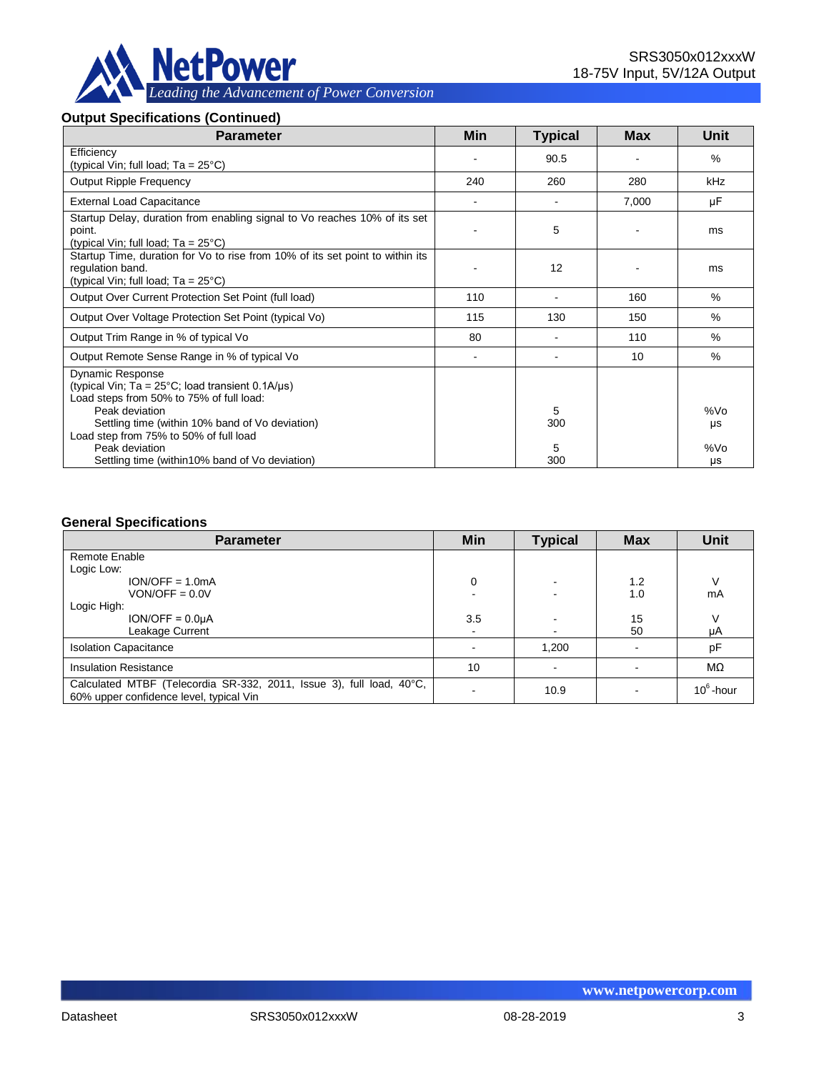## Output Specifications (Continued)

| Parameter | Min | Typical | Max | Unit |
|---|---|---|---|---|
| Efficiency (typical Vin; full load; Ta = 25°C) | - | 90.5 | - | % |
| Output Ripple Frequency | 240 | 260 | 280 | kHz |
| External Load Capacitance | - | - | 7,000 | µF |
| Startup Delay, duration from enabling signal to Vo reaches 10% of its set point. (typical Vin; full load; Ta = 25°C) | - | 5 | - | ms |
| Startup Time, duration for Vo to rise from 10% of its set point to within its regulation band. (typical Vin; full load; Ta = 25°C) | - | 12 | - | ms |
| Output Over Current Protection Set Point (full load) | 110 | - | 160 | % |
| Output Over Voltage Protection Set Point (typical Vo) | 115 | 130 | 150 | % |
| Output Trim Range in % of typical Vo | 80 | - | 110 | % |
| Output Remote Sense Range in % of typical Vo | - | - | 10 | % |
| Dynamic Response (typical Vin; Ta = 25°C; load transient 0.1A/µs) | | | | |
| Load steps from 50% to 75% of full load: | | | | |
| Peak deviation | | 5 | | %Vo |
| Settling time (within 10% band of Vo deviation) | | 300 | | µs |
| Load step from 75% to 50% of full load | | | | |
| Peak deviation | | 5 | | %Vo |
| Settling time (within10% band of Vo deviation) | | 300 | | µs |

## General Specifications

| Parameter | Min | Typical | Max | Unit |
|---|---|---|---|---|
| Remote Enable | | | | |
| Logic Low: | | | | |
| ION/OFF = 1.0mA | 0 | - | 1.2 | V |
| VON/OFF = 0.0V | - | - | 1.0 | mA |
| Logic High: | | | | |
| ION/OFF = 0.0µA | 3.5 | - | 15 | V |
| Leakage Current | - | - | 50 | µA |
| Isolation Capacitance | - | 1,200 | - | pF |
| Insulation Resistance | 10 | - | - | MΩ |
| Calculated MTBF (Telecordia SR-332, 2011, Issue 3), full load, 40°C, 60% upper confidence level, typical Vin | - | 10.9 | - | $10^6$-hour |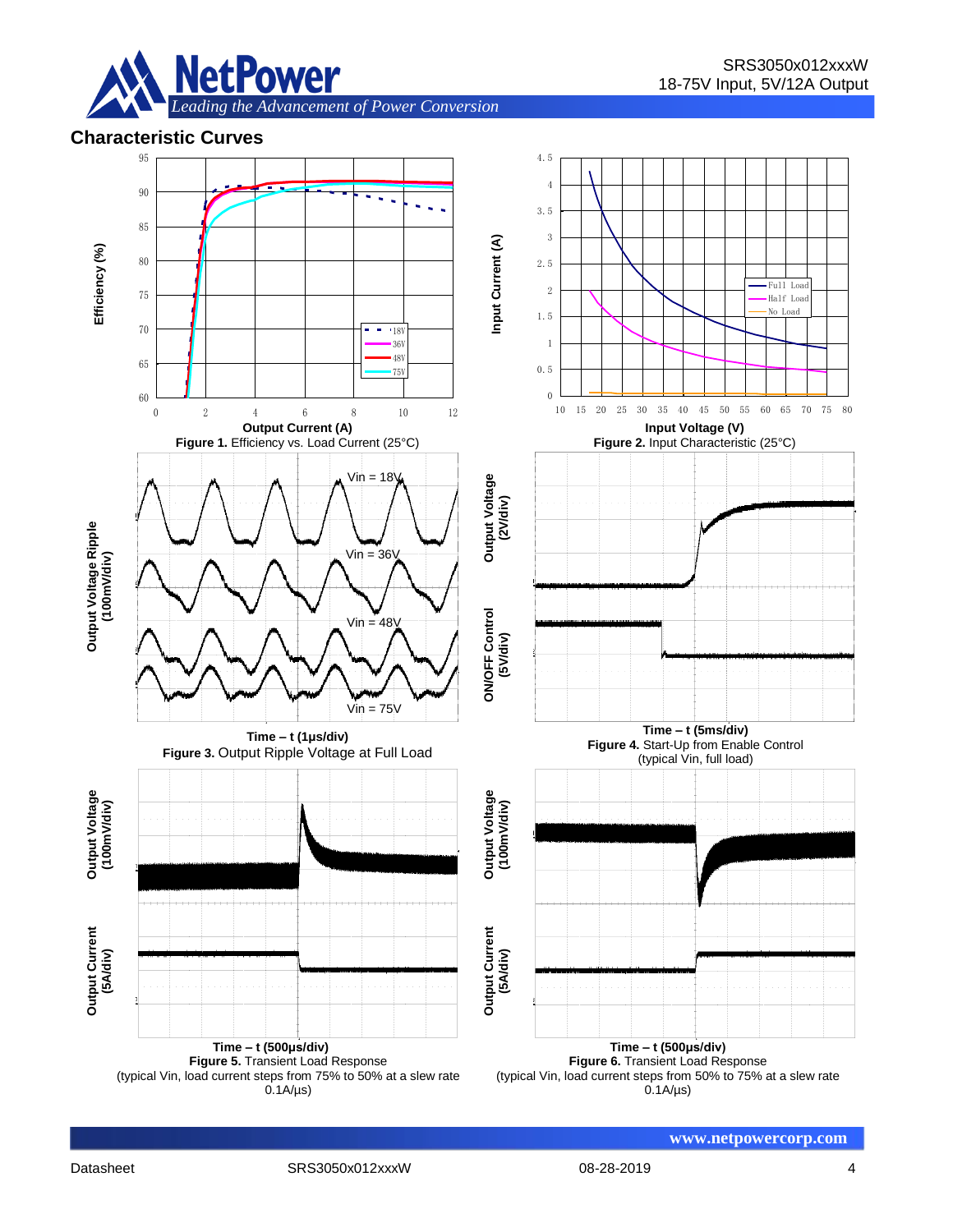## Characteristic Curves

**Figure 1.** Efficiency vs. Load Current (25°C)

**Figure 2.** Input Characteristic (25°C)

**Figure 3.** Output Ripple Voltage at Full Load

**Figure 4.** Start-Up from Enable Control
(typical Vin, full load)

**Figure 5.** Transient Load Response
(typical Vin, load current steps from 75% to 50% at a slew rate 0.1A/µs)

**Figure 6.** Transient Load Response
(typical Vin, load current steps from 50% to 75% at a slew rate 0.1A/µs)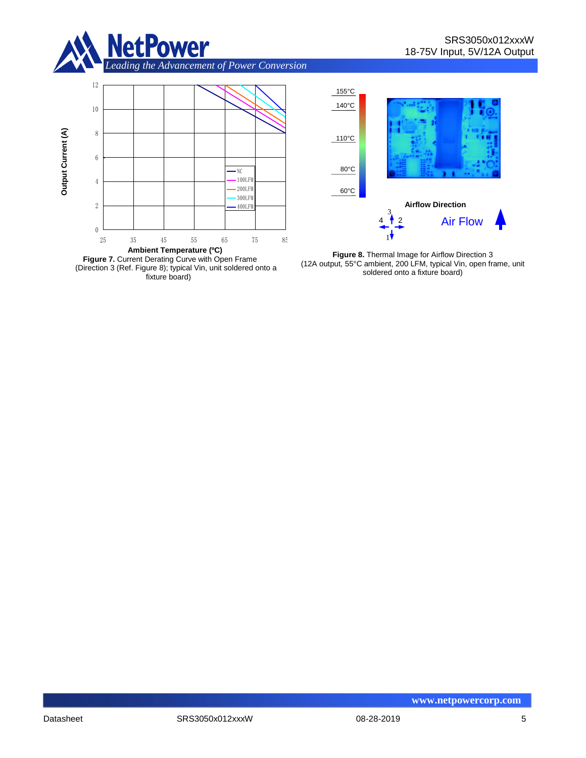**Figure 7.** Current Derating Curve with Open Frame (Direction 3 (Ref. Figure 8); typical Vin, unit soldered onto a fixture board)

**Figure 8.** Thermal Image for Airflow Direction 3 (12A output, 55°C ambient, 200 LFM, typical Vin, open frame, unit soldered onto a fixture board)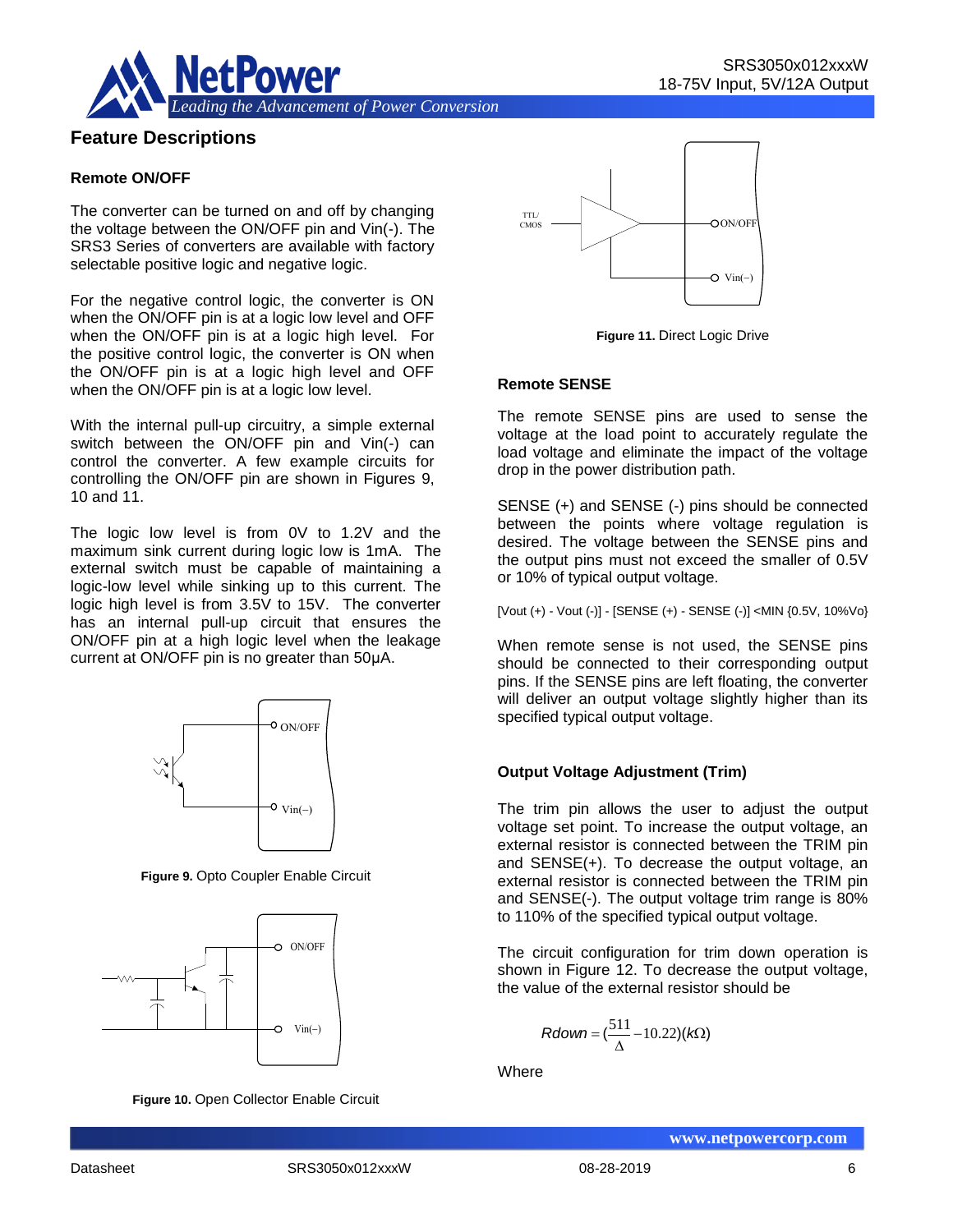## Feature Descriptions

### Remote ON/OFF

The converter can be turned on and off by changing the voltage between the ON/OFF pin and Vin(-). The SRS3 Series of converters are available with factory selectable positive logic and negative logic.

For the negative control logic, the converter is ON when the ON/OFF pin is at a logic low level and OFF when the ON/OFF pin is at a logic high level. For the positive control logic, the converter is ON when the ON/OFF pin is at a logic high level and OFF when the ON/OFF pin is at a logic low level.

With the internal pull-up circuitry, a simple external switch between the ON/OFF pin and Vin(-) can control the converter. A few example circuits for controlling the ON/OFF pin are shown in Figures 9, 10 and 11.

The logic low level is from 0V to 1.2V and the maximum sink current during logic low is 1mA. The external switch must be capable of maintaining a logic-low level while sinking up to this current. The logic high level is from 3.5V to 15V. The converter has an internal pull-up circuit that ensures the ON/OFF pin at a high logic level when the leakage current at ON/OFF pin is no greater than 50μA.

**Figure 9.** Opto Coupler Enable Circuit

**Figure 10.** Open Collector Enable Circuit

**Figure 11.** Direct Logic Drive

### Remote SENSE

The remote SENSE pins are used to sense the voltage at the load point to accurately regulate the load voltage and eliminate the impact of the voltage drop in the power distribution path.

SENSE (+) and SENSE (-) pins should be connected between the points where voltage regulation is desired. The voltage between the SENSE pins and the output pins must not exceed the smaller of 0.5V or 10% of typical output voltage.

[Vout (+) - Vout (-)] - [SENSE (+) - SENSE (-)] <MIN {0.5V, 10%Vo}

When remote sense is not used, the SENSE pins should be connected to their corresponding output pins. If the SENSE pins are left floating, the converter will deliver an output voltage slightly higher than its specified typical output voltage.

### Output Voltage Adjustment (Trim)

The trim pin allows the user to adjust the output voltage set point. To increase the output voltage, an external resistor is connected between the TRIM pin and SENSE(+). To decrease the output voltage, an external resistor is connected between the TRIM pin and SENSE(-). The output voltage trim range is 80% to 110% of the specified typical output voltage.

The circuit configuration for trim down operation is shown in Figure 12. To decrease the output voltage, the value of the external resistor should be

$$Rdown = \left(\frac{511}{\Delta} - 10.22\right)(k\Omega)$$

Where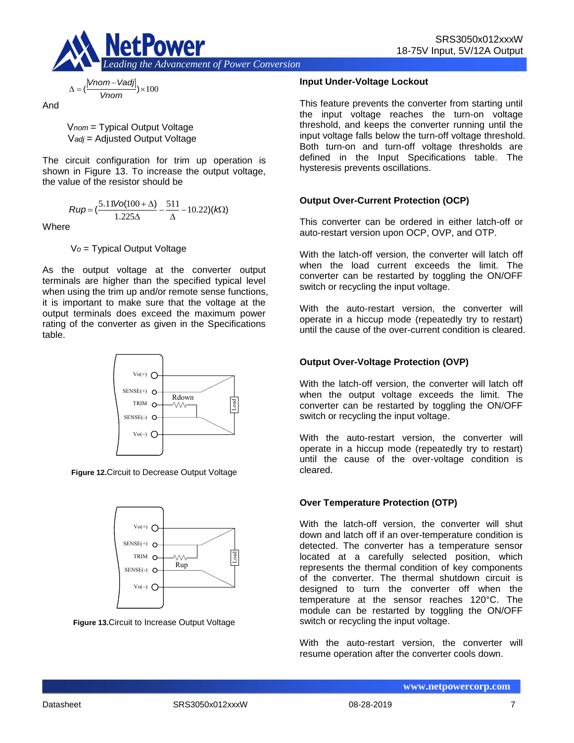$$\Delta = \left(\frac{|Vnom - Vadj|}{Vnom}\right) \times 100$$

And

$V_{nom}$ = Typical Output Voltage
$V_{adj}$ = Adjusted Output Voltage

The circuit configuration for trim up operation is shown in Figure 13. To increase the output voltage, the value of the resistor should be

$$Rup = \left(\frac{5.11Vo(100+\Delta)}{1.225\Delta} - \frac{511}{\Delta} - 10.22\right)(k\Omega)$$

Where

$V_o$ = Typical Output Voltage

As the output voltage at the converter output terminals are higher than the specified typical level when using the trim up and/or remote sense functions, it is important to make sure that the voltage at the output terminals does exceed the maximum power rating of the converter as given in the Specifications table.

**Figure 12.**Circuit to Decrease Output Voltage

**Figure 13.**Circuit to Increase Output Voltage

### Input Under-Voltage Lockout

This feature prevents the converter from starting until the input voltage reaches the turn-on voltage threshold, and keeps the converter running until the input voltage falls below the turn-off voltage threshold. Both turn-on and turn-off voltage thresholds are defined in the Input Specifications table. The hysteresis prevents oscillations.

### Output Over-Current Protection (OCP)

This converter can be ordered in either latch-off or auto-restart version upon OCP, OVP, and OTP.

With the latch-off version, the converter will latch off when the load current exceeds the limit. The converter can be restarted by toggling the ON/OFF switch or recycling the input voltage.

With the auto-restart version, the converter will operate in a hiccup mode (repeatedly try to restart) until the cause of the over-current condition is cleared.

### Output Over-Voltage Protection (OVP)

With the latch-off version, the converter will latch off when the output voltage exceeds the limit. The converter can be restarted by toggling the ON/OFF switch or recycling the input voltage.

With the auto-restart version, the converter will operate in a hiccup mode (repeatedly try to restart) until the cause of the over-voltage condition is cleared.

### Over Temperature Protection (OTP)

With the latch-off version, the converter will shut down and latch off if an over-temperature condition is detected. The converter has a temperature sensor located at a carefully selected position, which represents the thermal condition of key components of the converter. The thermal shutdown circuit is designed to turn the converter off when the temperature at the sensor reaches 120°C. The module can be restarted by toggling the ON/OFF switch or recycling the input voltage.

With the auto-restart version, the converter will resume operation after the converter cools down.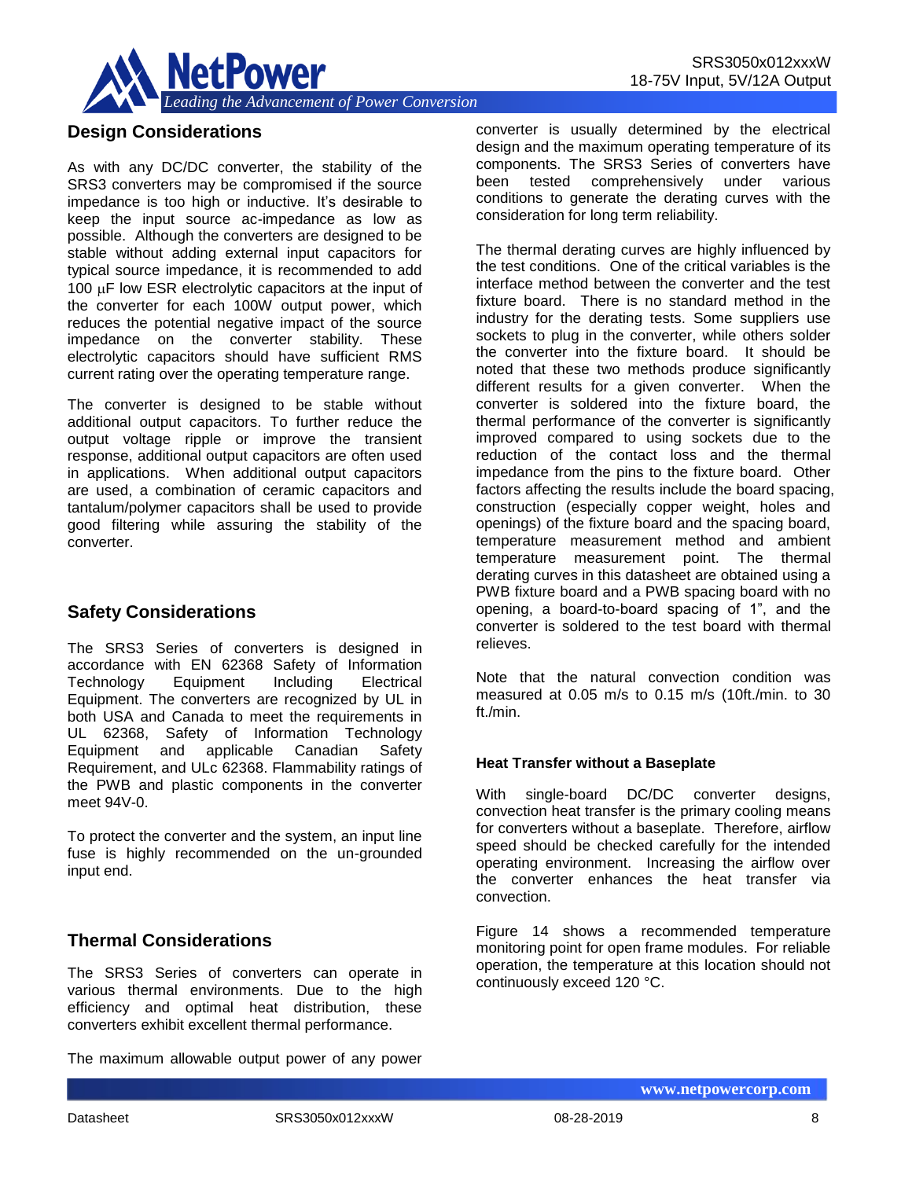## Design Considerations

As with any DC/DC converter, the stability of the SRS3 converters may be compromised if the source impedance is too high or inductive. It's desirable to keep the input source ac-impedance as low as possible. Although the converters are designed to be stable without adding external input capacitors for typical source impedance, it is recommended to add 100 μF low ESR electrolytic capacitors at the input of the converter for each 100W output power, which reduces the potential negative impact of the source impedance on the converter stability. These electrolytic capacitors should have sufficient RMS current rating over the operating temperature range.

The converter is designed to be stable without additional output capacitors. To further reduce the output voltage ripple or improve the transient response, additional output capacitors are often used in applications. When additional output capacitors are used, a combination of ceramic capacitors and tantalum/polymer capacitors shall be used to provide good filtering while assuring the stability of the converter.

## Safety Considerations

The SRS3 Series of converters is designed in accordance with EN 62368 Safety of Information Technology Equipment Including Electrical Equipment. The converters are recognized by UL in both USA and Canada to meet the requirements in UL 62368, Safety of Information Technology Equipment and applicable Canadian Safety Requirement, and ULc 62368. Flammability ratings of the PWB and plastic components in the converter meet 94V-0.

To protect the converter and the system, an input line fuse is highly recommended on the un-grounded input end.

## Thermal Considerations

The SRS3 Series of converters can operate in various thermal environments. Due to the high efficiency and optimal heat distribution, these converters exhibit excellent thermal performance.

The maximum allowable output power of any power converter is usually determined by the electrical design and the maximum operating temperature of its components. The SRS3 Series of converters have been tested comprehensively under various conditions to generate the derating curves with the consideration for long term reliability.

The thermal derating curves are highly influenced by the test conditions. One of the critical variables is the interface method between the converter and the test fixture board. There is no standard method in the industry for the derating tests. Some suppliers use sockets to plug in the converter, while others solder the converter into the fixture board. It should be noted that these two methods produce significantly different results for a given converter. When the converter is soldered into the fixture board, the thermal performance of the converter is significantly improved compared to using sockets due to the reduction of the contact loss and the thermal impedance from the pins to the fixture board. Other factors affecting the results include the board spacing, construction (especially copper weight, holes and openings) of the fixture board and the spacing board, temperature measurement method and ambient temperature measurement point. The thermal derating curves in this datasheet are obtained using a PWB fixture board and a PWB spacing board with no opening, a board-to-board spacing of 1", and the converter is soldered to the test board with thermal relieves.

Note that the natural convection condition was measured at 0.05 m/s to 0.15 m/s (10ft./min. to 30 ft./min.

### Heat Transfer without a Baseplate

With single-board DC/DC converter designs, convection heat transfer is the primary cooling means for converters without a baseplate. Therefore, airflow speed should be checked carefully for the intended operating environment. Increasing the airflow over the converter enhances the heat transfer via convection.

Figure 14 shows a recommended temperature monitoring point for open frame modules. For reliable operation, the temperature at this location should not continuously exceed 120 °C.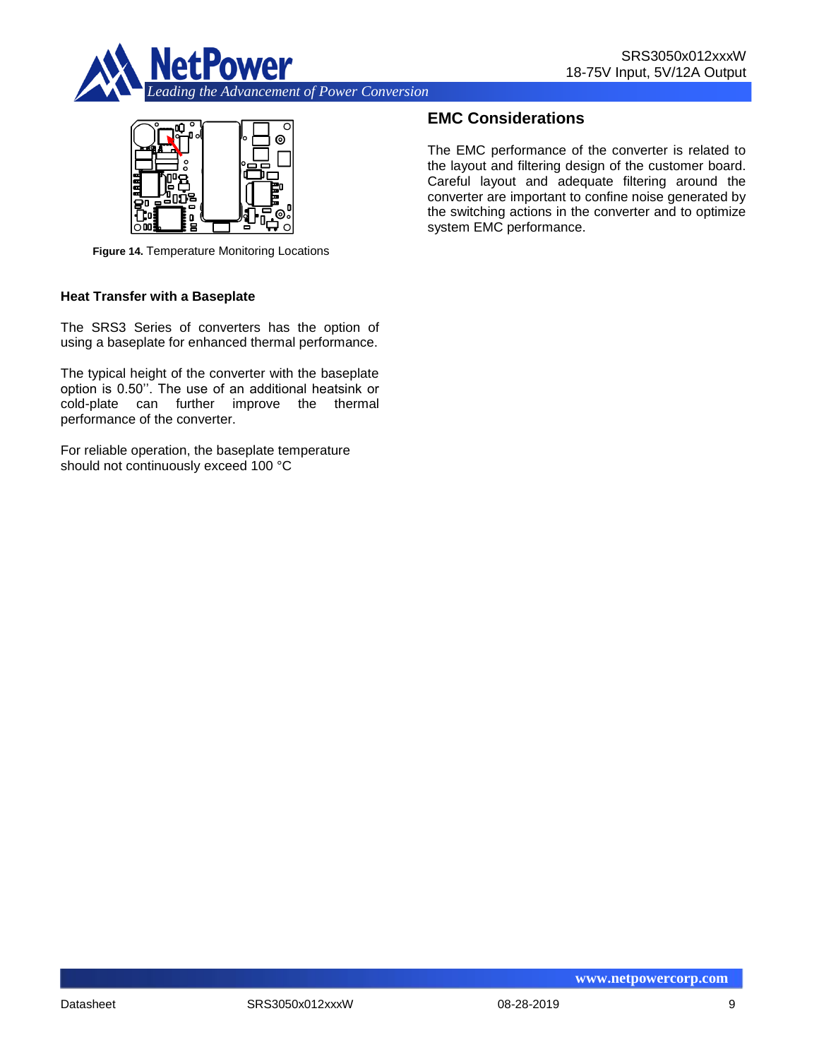**Figure 14.** Temperature Monitoring Locations

### Heat Transfer with a Baseplate

The SRS3 Series of converters has the option of using a baseplate for enhanced thermal performance.

The typical height of the converter with the baseplate option is 0.50''. The use of an additional heatsink or cold-plate can further improve the thermal performance of the converter.

For reliable operation, the baseplate temperature should not continuously exceed 100 °C

## EMC Considerations

The EMC performance of the converter is related to the layout and filtering design of the customer board. Careful layout and adequate filtering around the converter are important to confine noise generated by the switching actions in the converter and to optimize system EMC performance.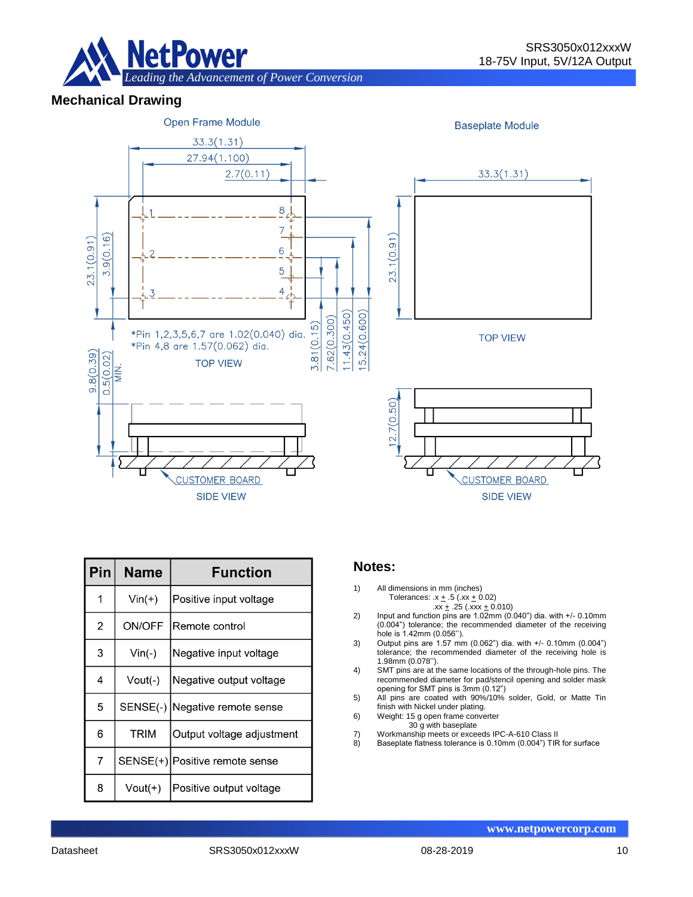## Mechanical Drawing

Open Frame Module

33.3(1.31)
27.94(1.100)
2.7(0.11)
23.1(0.91)
3.9(0.16)
3.81(0.15)
7.62(0.300)
11.43(0.450)
15.24(0.600)

*Pin 1,2,3,5,6,7 are 1.02(0.040) dia.
*Pin 4,8 are 1.57(0.062) dia.

TOP VIEW

9.8(0.39)
0.5(0.02) MIN.

CUSTOMER BOARD

SIDE VIEW

Baseplate Module

33.3(1.31)
23.1(0.91)

TOP VIEW

12.7(0.50)

CUSTOMER BOARD

SIDE VIEW

| Pin | Name | Function |
|---|---|---|
| 1 | Vin(+) | Positive input voltage |
| 2 | ON/OFF | Remote control |
| 3 | Vin(-) | Negative input voltage |
| 4 | Vout(-) | Negative output voltage |
| 5 | SENSE(-) | Negative remote sense |
| 6 | TRIM | Output voltage adjustment |
| 7 | SENSE(+) | Positive remote sense |
| 8 | Vout(+) | Positive output voltage |

## Notes:

1) All dimensions in mm (inches)
   Tolerances: .x ± .5 (.xx ± 0.02)
   .xx ± .25 (.xxx ± 0.010)
2) Input and function pins are 1.02mm (0.040") dia. with +/- 0.10mm (0.004") tolerance; the recommended diameter of the receiving hole is 1.42mm (0.056'').
3) Output pins are 1.57 mm (0.062") dia. with +/- 0.10mm (0.004") tolerance; the recommended diameter of the receiving hole is 1.98mm (0.078'').
4) SMT pins are at the same locations of the through-hole pins. The recommended diameter for pad/stencil opening and solder mask opening for SMT pins is 3mm (0.12")
5) All pins are coated with 90%/10% solder, Gold, or Matte Tin finish with Nickel under plating.
6) Weight: 15 g open frame converter
   30 g with baseplate
7) Workmanship meets or exceeds IPC-A-610 Class II
8) Baseplate flatness tolerance is 0.10mm (0.004") TIR for surface